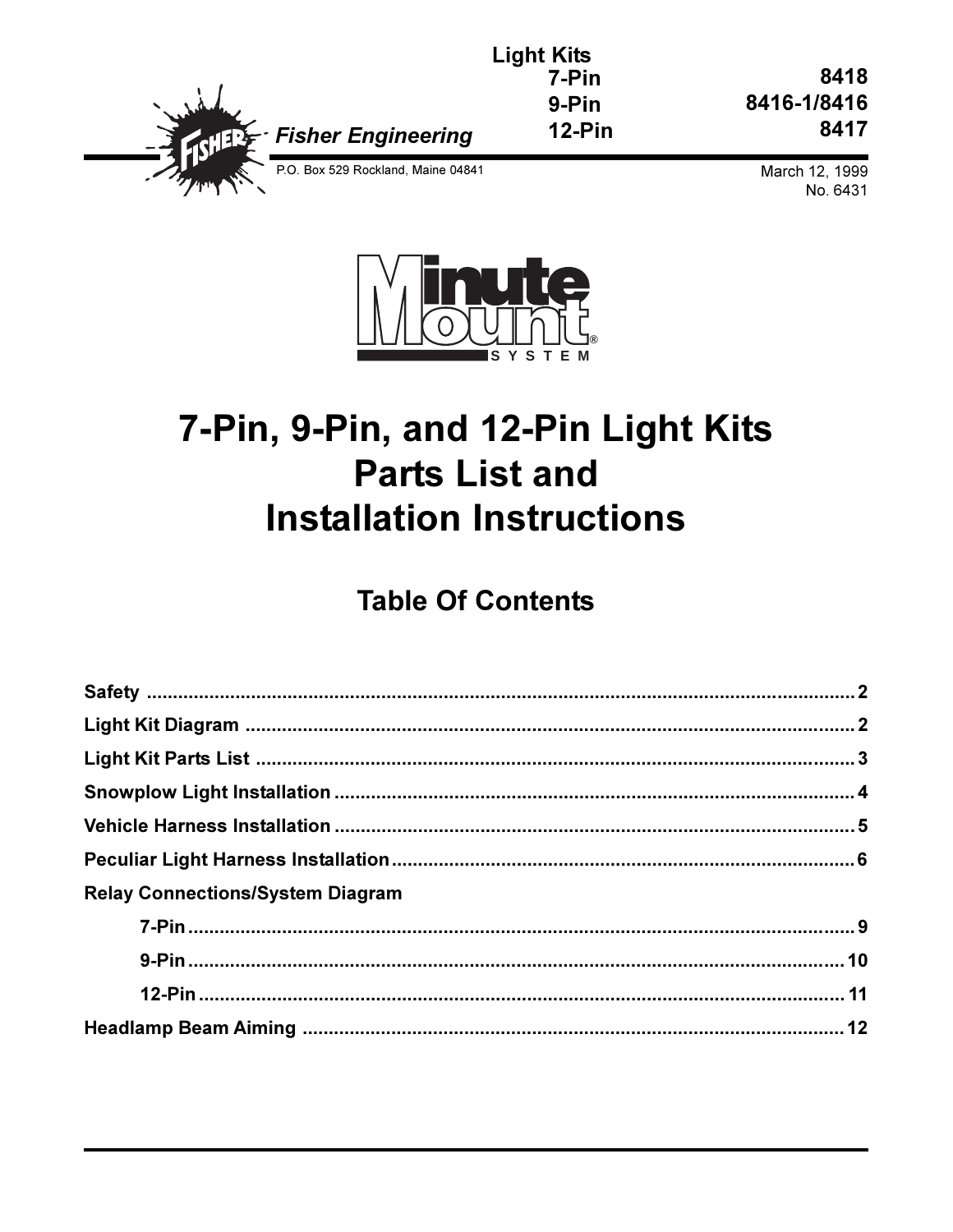**Fisher Engineering**

P.O. Box 529 Rockland, Maine 04841

| Light Kits | |
|---|---|
| 7-Pin | 8418 |
| 9-Pin | 8416-1/8416 |
| 12-Pin | 8417 |

March 12, 1999
No. 6431

Minute Mount® SYSTEM

# 7-Pin, 9-Pin, and 12-Pin Light Kits Parts List and Installation Instructions

## Table Of Contents

**Safety** .......... 2

**Light Kit Diagram** .......... 2

**Light Kit Parts List** .......... 3

**Snowplow Light Installation** .......... 4

**Vehicle Harness Installation** .......... 5

**Peculiar Light Harness Installation** .......... 6

**Relay Connections/System Diagram**

- **7-Pin** .......... 9
- **9-Pin** .......... 10
- **12-Pin** .......... 11

**Headlamp Beam Aiming** .......... 12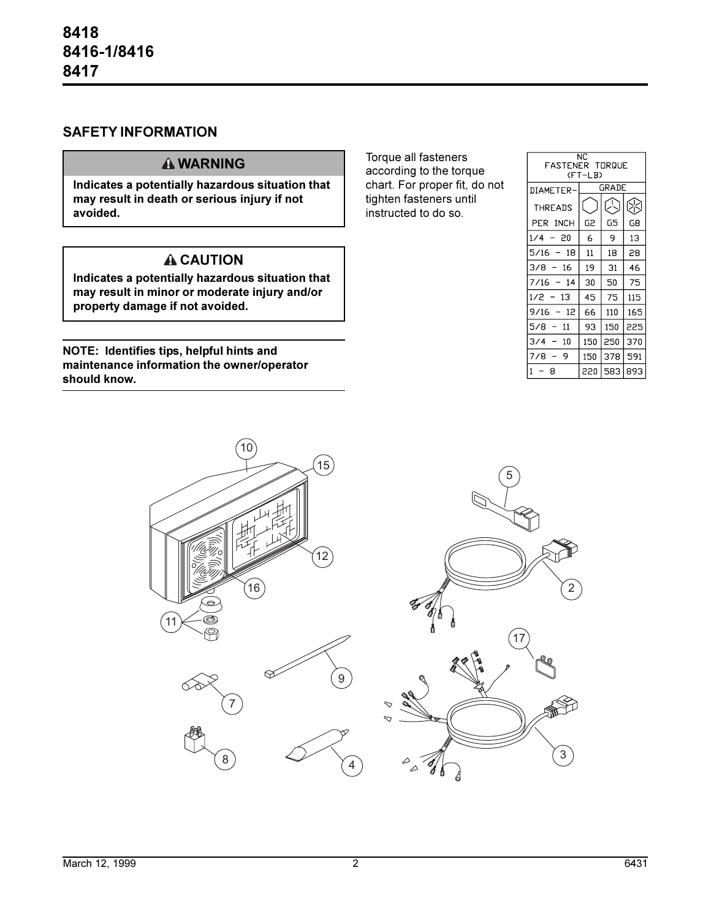# 8418
# 8416-1/8416
# 8417

## SAFETY INFORMATION

**⚠ WARNING**

**Indicates a potentially hazardous situation that may result in death or serious injury if not avoided.**

**⚠ CAUTION**

**Indicates a potentially hazardous situation that may result in minor or moderate injury and/or property damage if not avoided.**

**NOTE: Identifies tips, helpful hints and maintenance information the owner/operator should know.**

Torque all fasteners according to the torque chart. For proper fit, do not tighten fasteners until instructed to do so.

| NC FASTENER TORQUE (FT-LB) | | | |
|---|---|---|---|
| DIAMETER-THREADS PER INCH | GRADE | | |
| | G2 | G5 | G8 |
| 1/4 - 20 | 6 | 9 | 13 |
| 5/16 - 18 | 11 | 18 | 28 |
| 3/8 - 16 | 19 | 31 | 46 |
| 7/16 - 14 | 30 | 50 | 75 |
| 1/2 - 13 | 45 | 75 | 115 |
| 9/16 - 12 | 66 | 110 | 165 |
| 5/8 - 11 | 93 | 150 | 225 |
| 3/4 - 10 | 150 | 250 | 370 |
| 7/8 - 9 | 150 | 378 | 591 |
| 1 - 8 | 220 | 583 | 893 |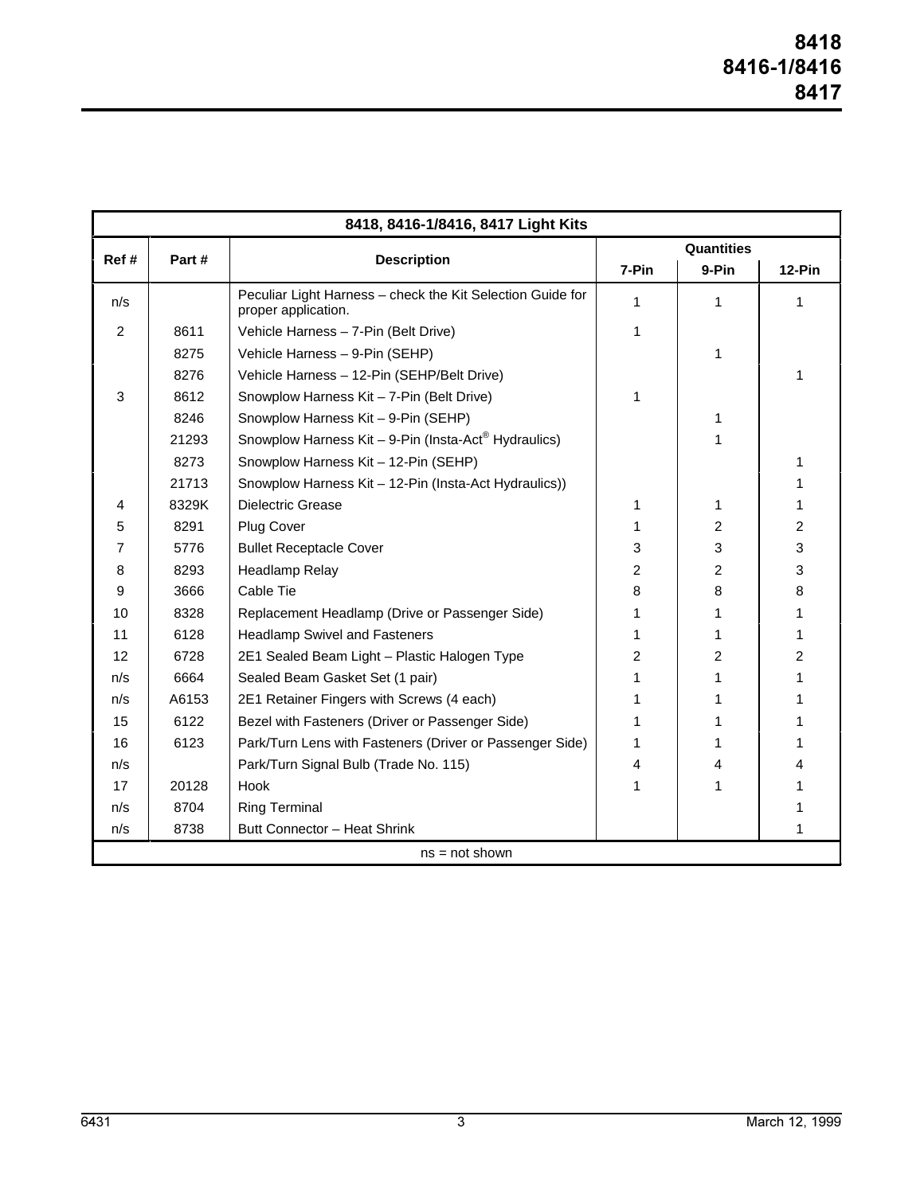| 8418, 8416-1/8416, 8417 Light Kits | | | | | |
|---|---|---|---|---|---|
| Ref # | Part # | Description | Quantities | | |
| | | | 7-Pin | 9-Pin | 12-Pin |
| n/s | | Peculiar Light Harness – check the Kit Selection Guide for proper application. | 1 | 1 | 1 |
| 2 | 8611 | Vehicle Harness – 7-Pin (Belt Drive) | 1 | | |
| | 8275 | Vehicle Harness – 9-Pin (SEHP) | | 1 | |
| | 8276 | Vehicle Harness – 12-Pin (SEHP/Belt Drive) | | | 1 |
| 3 | 8612 | Snowplow Harness Kit – 7-Pin (Belt Drive) | 1 | | |
| | 8246 | Snowplow Harness Kit – 9-Pin (SEHP) | | 1 | |
| | 21293 | Snowplow Harness Kit – 9-Pin (Insta-Act® Hydraulics) | | 1 | |
| | 8273 | Snowplow Harness Kit – 12-Pin (SEHP) | | | 1 |
| | 21713 | Snowplow Harness Kit – 12-Pin (Insta-Act Hydraulics)) | | | 1 |
| 4 | 8329K | Dielectric Grease | 1 | 1 | 1 |
| 5 | 8291 | Plug Cover | 1 | 2 | 2 |
| 7 | 5776 | Bullet Receptacle Cover | 3 | 3 | 3 |
| 8 | 8293 | Headlamp Relay | 2 | 2 | 3 |
| 9 | 3666 | Cable Tie | 8 | 8 | 8 |
| 10 | 8328 | Replacement Headlamp (Drive or Passenger Side) | 1 | 1 | 1 |
| 11 | 6128 | Headlamp Swivel and Fasteners | 1 | 1 | 1 |
| 12 | 6728 | 2E1 Sealed Beam Light – Plastic Halogen Type | 2 | 2 | 2 |
| n/s | 6664 | Sealed Beam Gasket Set (1 pair) | 1 | 1 | 1 |
| n/s | A6153 | 2E1 Retainer Fingers with Screws (4 each) | 1 | 1 | 1 |
| 15 | 6122 | Bezel with Fasteners (Driver or Passenger Side) | 1 | 1 | 1 |
| 16 | 6123 | Park/Turn Lens with Fasteners (Driver or Passenger Side) | 1 | 1 | 1 |
| n/s | | Park/Turn Signal Bulb (Trade No. 115) | 4 | 4 | 4 |
| 17 | 20128 | Hook | 1 | 1 | 1 |
| n/s | 8704 | Ring Terminal | | | 1 |
| n/s | 8738 | Butt Connector – Heat Shrink | | | 1 |
| ns = not shown | | | | | |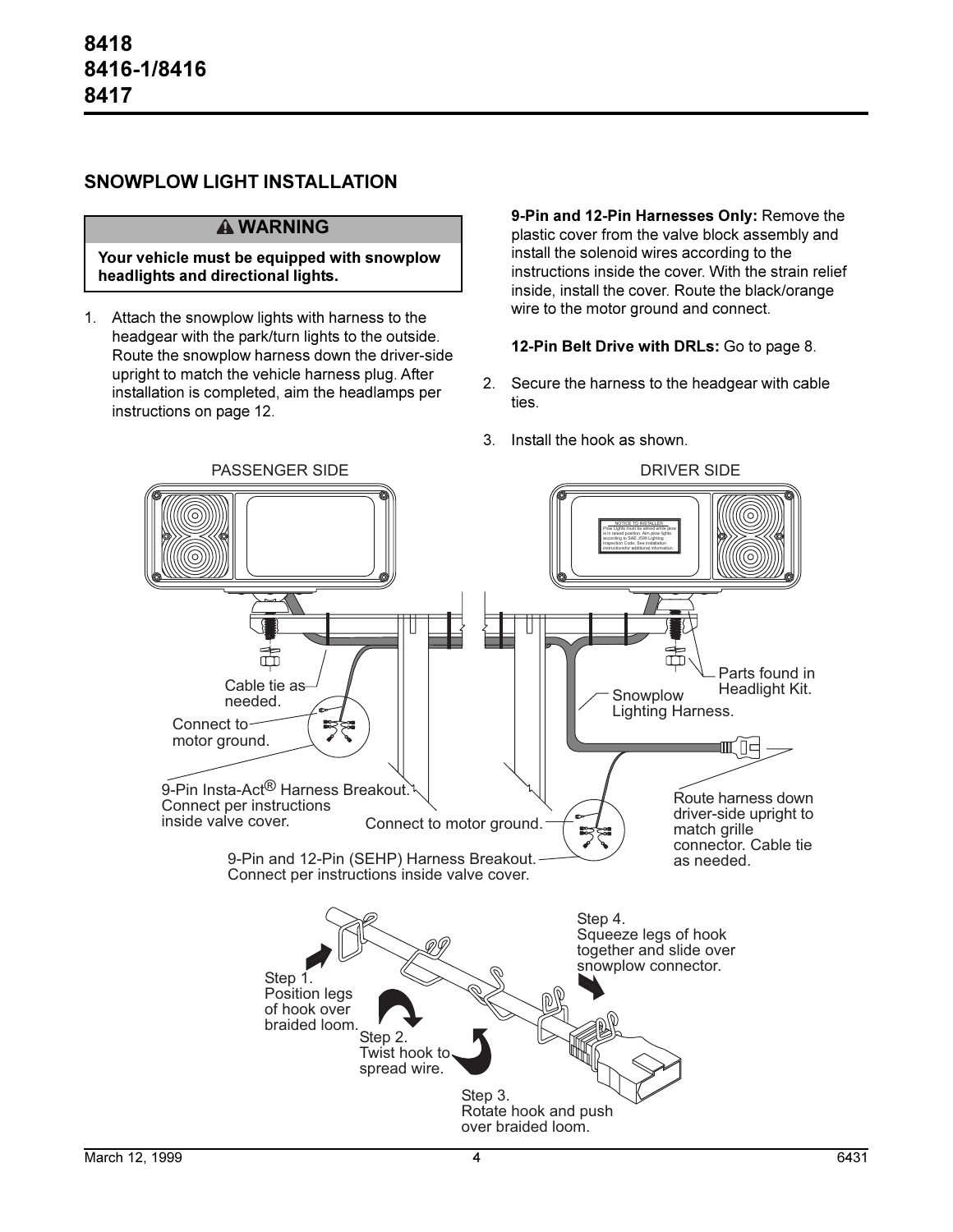8418
8416-1/8416
8417

## SNOWPLOW LIGHT INSTALLATION

> **⚠ WARNING**
>
> **Your vehicle must be equipped with snowplow headlights and directional lights.**

1. Attach the snowplow lights with harness to the headgear with the park/turn lights to the outside. Route the snowplow harness down the driver-side upright to match the vehicle harness plug. After installation is completed, aim the headlamps per instructions on page 12.

   **9-Pin and 12-Pin Harnesses Only:** Remove the plastic cover from the valve block assembly and install the solenoid wires according to the instructions inside the cover. With the strain relief inside, install the cover. Route the black/orange wire to the motor ground and connect.

   **12-Pin Belt Drive with DRLs:** Go to page 8.

2. Secure the harness to the headgear with cable ties.

3. Install the hook as shown.

PASSENGER SIDE

DRIVER SIDE

NOTICE TO INSTALLER
Plow Lights must be aimed while plow is in raised position. Aim plow lights according to SAE J599 Lighting Inspection Code. See installation instructionsfor additional information.

Cable tie as needed.

Connect to motor ground.

9-Pin Insta-Act® Harness Breakout. Connect per instructions inside valve cover.

Connect to motor ground.

9-Pin and 12-Pin (SEHP) Harness Breakout. Connect per instructions inside valve cover.

Parts found in Headlight Kit.

Snowplow Lighting Harness.

Route harness down driver-side upright to match grille connector. Cable tie as needed.

Step 1.
Position legs of hook over braided loom.

Step 2.
Twist hook to spread wire.

Step 3.
Rotate hook and push over braided loom.

Step 4.
Squeeze legs of hook together and slide over snowplow connector.

March 12, 1999 | 6431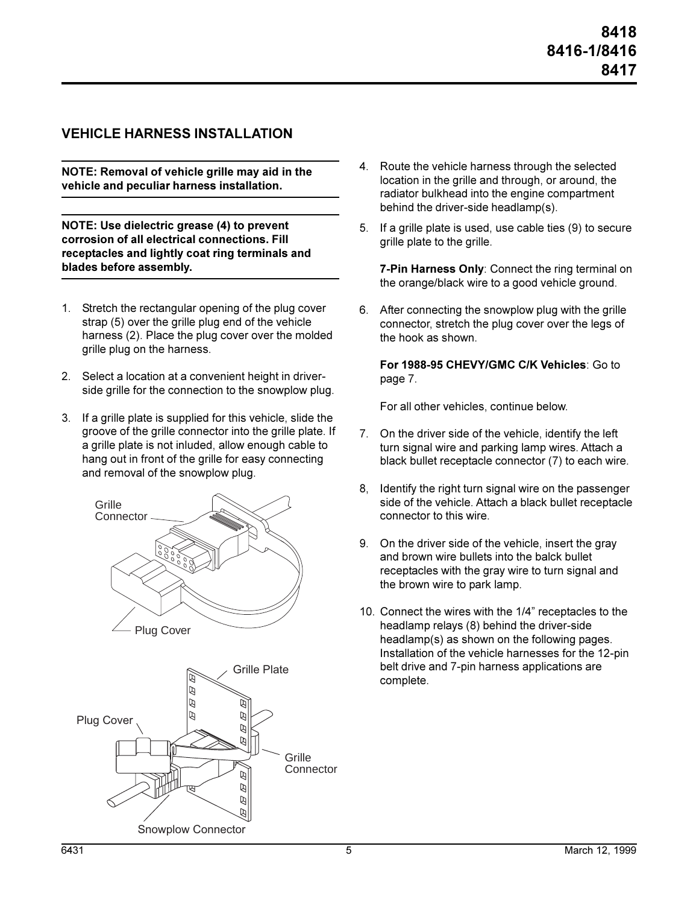## VEHICLE HARNESS INSTALLATION

**NOTE: Removal of vehicle grille may aid in the vehicle and peculiar harness installation.**

**NOTE: Use dielectric grease (4) to prevent corrosion of all electrical connections. Fill receptacles and lightly coat ring terminals and blades before assembly.**

1. Stretch the rectangular opening of the plug cover strap (5) over the grille plug end of the vehicle harness (2). Place the plug cover over the molded grille plug on the harness.

2. Select a location at a convenient height in driver-side grille for the connection to the snowplow plug.

3. If a grille plate is supplied for this vehicle, slide the groove of the grille connector into the grille plate. If a grille plate is not inluded, allow enough cable to hang out in front of the grille for easy connecting and removal of the snowplow plug.

Grille Connector

Plug Cover

Grille Plate

Plug Cover

Grille Connector

Snowplow Connector

4. Route the vehicle harness through the selected location in the grille and through, or around, the radiator bulkhead into the engine compartment behind the driver-side headlamp(s).

5. If a grille plate is used, use cable ties (9) to secure grille plate to the grille.

   **7-Pin Harness Only**: Connect the ring terminal on the orange/black wire to a good vehicle ground.

6. After connecting the snowplow plug with the grille connector, stretch the plug cover over the legs of the hook as shown.

   **For 1988-95 CHEVY/GMC C/K Vehicles**: Go to page 7.

   For all other vehicles, continue below.

7. On the driver side of the vehicle, identify the left turn signal wire and parking lamp wires. Attach a black bullet receptacle connector (7) to each wire.

8, Identify the right turn signal wire on the passenger side of the vehicle. Attach a black bullet receptacle connector to this wire.

9. On the driver side of the vehicle, insert the gray and brown wire bullets into the balck bullet receptacles with the gray wire to turn signal and the brown wire to park lamp.

10. Connect the wires with the 1/4" receptacles to the headlamp relays (8) behind the driver-side headlamp(s) as shown on the following pages. Installation of the vehicle harnesses for the 12-pin belt drive and 7-pin harness applications are complete.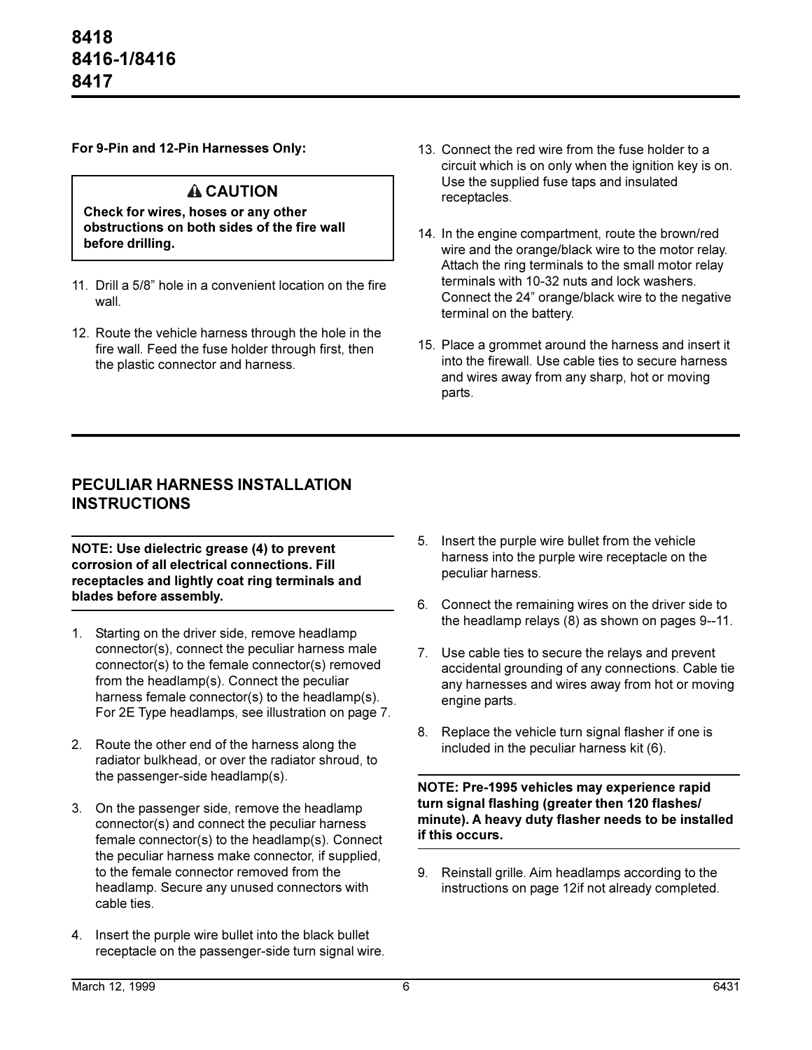**For 9-Pin and 12-Pin Harnesses Only:**

> **⚠ CAUTION**
>
> **Check for wires, hoses or any other obstructions on both sides of the fire wall before drilling.**

11. Drill a 5/8” hole in a convenient location on the fire wall.
12. Route the vehicle harness through the hole in the fire wall. Feed the fuse holder through first, then the plastic connector and harness.
13. Connect the red wire from the fuse holder to a circuit which is on only when the ignition key is on. Use the supplied fuse taps and insulated receptacles.
14. In the engine compartment, route the brown/red wire and the orange/black wire to the motor relay. Attach the ring terminals to the small motor relay terminals with 10-32 nuts and lock washers. Connect the 24” orange/black wire to the negative terminal on the battery.
15. Place a grommet around the harness and insert it into the firewall. Use cable ties to secure harness and wires away from any sharp, hot or moving parts.

## PECULIAR HARNESS INSTALLATION INSTRUCTIONS

**NOTE: Use dielectric grease (4) to prevent corrosion of all electrical connections. Fill receptacles and lightly coat ring terminals and blades before assembly.**

1. Starting on the driver side, remove headlamp connector(s), connect the peculiar harness male connector(s) to the female connector(s) removed from the headlamp(s). Connect the peculiar harness female connector(s) to the headlamp(s). For 2E Type headlamps, see illustration on page 7.
2. Route the other end of the harness along the radiator bulkhead, or over the radiator shroud, to the passenger-side headlamp(s).
3. On the passenger side, remove the headlamp connector(s) and connect the peculiar harness female connector(s) to the headlamp(s). Connect the peculiar harness make connector, if supplied, to the female connector removed from the headlamp. Secure any unused connectors with cable ties.
4. Insert the purple wire bullet into the black bullet receptacle on the passenger-side turn signal wire.
5. Insert the purple wire bullet from the vehicle harness into the purple wire receptacle on the peculiar harness.
6. Connect the remaining wires on the driver side to the headlamp relays (8) as shown on pages 9--11.
7. Use cable ties to secure the relays and prevent accidental grounding of any connections. Cable tie any harnesses and wires away from hot or moving engine parts.
8. Replace the vehicle turn signal flasher if one is included in the peculiar harness kit (6).

**NOTE: Pre-1995 vehicles may experience rapid turn signal flashing (greater then 120 flashes/ minute). A heavy duty flasher needs to be installed if this occurs.**

9. Reinstall grille. Aim headlamps according to the instructions on page 12if not already completed.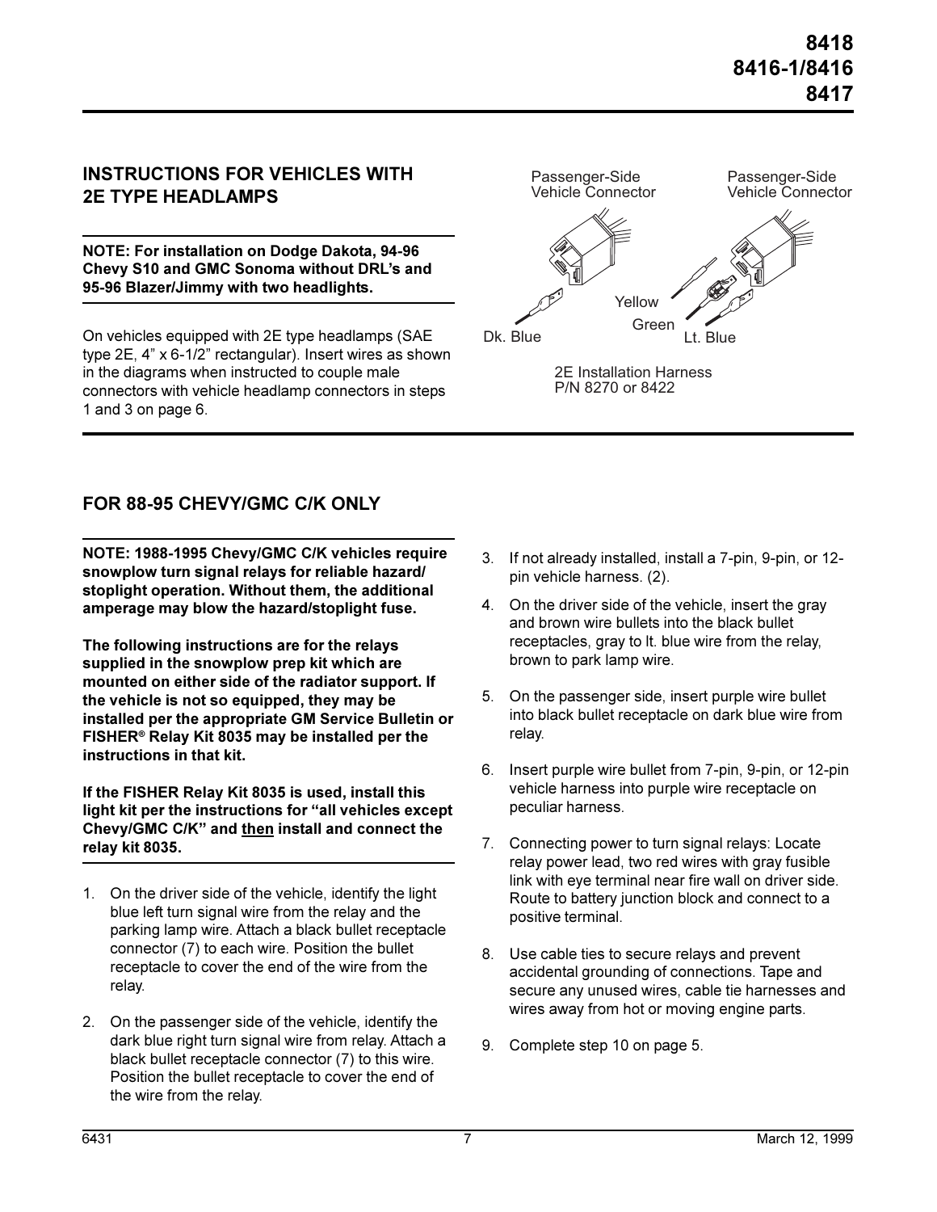8418
8416-1/8416
8417

## INSTRUCTIONS FOR VEHICLES WITH 2E TYPE HEADLAMPS

**NOTE: For installation on Dodge Dakota, 94-96 Chevy S10 and GMC Sonoma without DRL's and 95-96 Blazer/Jimmy with two headlights.**

On vehicles equipped with 2E type headlamps (SAE type 2E, 4" x 6-1/2" rectangular). Insert wires as shown in the diagrams when instructed to couple male connectors with vehicle headlamp connectors in steps 1 and 3 on page 6.

Passenger-Side Vehicle Connector

Passenger-Side Vehicle Connector

Yellow

Green

Dk. Blue

Lt. Blue

2E Installation Harness
P/N 8270 or 8422

## FOR 88-95 CHEVY/GMC C/K ONLY

**NOTE: 1988-1995 Chevy/GMC C/K vehicles require snowplow turn signal relays for reliable hazard/stoplight operation. Without them, the additional amperage may blow the hazard/stoplight fuse.**

**The following instructions are for the relays supplied in the snowplow prep kit which are mounted on either side of the radiator support. If the vehicle is not so equipped, they may be installed per the appropriate GM Service Bulletin or FISHER® Relay Kit 8035 may be installed per the instructions in that kit.**

**If the FISHER Relay Kit 8035 is used, install this light kit per the instructions for "all vehicles except Chevy/GMC C/K" and <u>then</u> install and connect the relay kit 8035.**

1. On the driver side of the vehicle, identify the light blue left turn signal wire from the relay and the parking lamp wire. Attach a black bullet receptacle connector (7) to each wire. Position the bullet receptacle to cover the end of the wire from the relay.
2. On the passenger side of the vehicle, identify the dark blue right turn signal wire from relay. Attach a black bullet receptacle connector (7) to this wire. Position the bullet receptacle to cover the end of the wire from the relay.
3. If not already installed, install a 7-pin, 9-pin, or 12-pin vehicle harness. (2).
4. On the driver side of the vehicle, insert the gray and brown wire bullets into the black bullet receptacles, gray to lt. blue wire from the relay, brown to park lamp wire.
5. On the passenger side, insert purple wire bullet into black bullet receptacle on dark blue wire from relay.
6. Insert purple wire bullet from 7-pin, 9-pin, or 12-pin vehicle harness into purple wire receptacle on peculiar harness.
7. Connecting power to turn signal relays: Locate relay power lead, two red wires with gray fusible link with eye terminal near fire wall on driver side. Route to battery junction block and connect to a positive terminal.
8. Use cable ties to secure relays and prevent accidental grounding of connections. Tape and secure any unused wires, cable tie harnesses and wires away from hot or moving engine parts.
9. Complete step 10 on page 5.

6431 March 12, 1999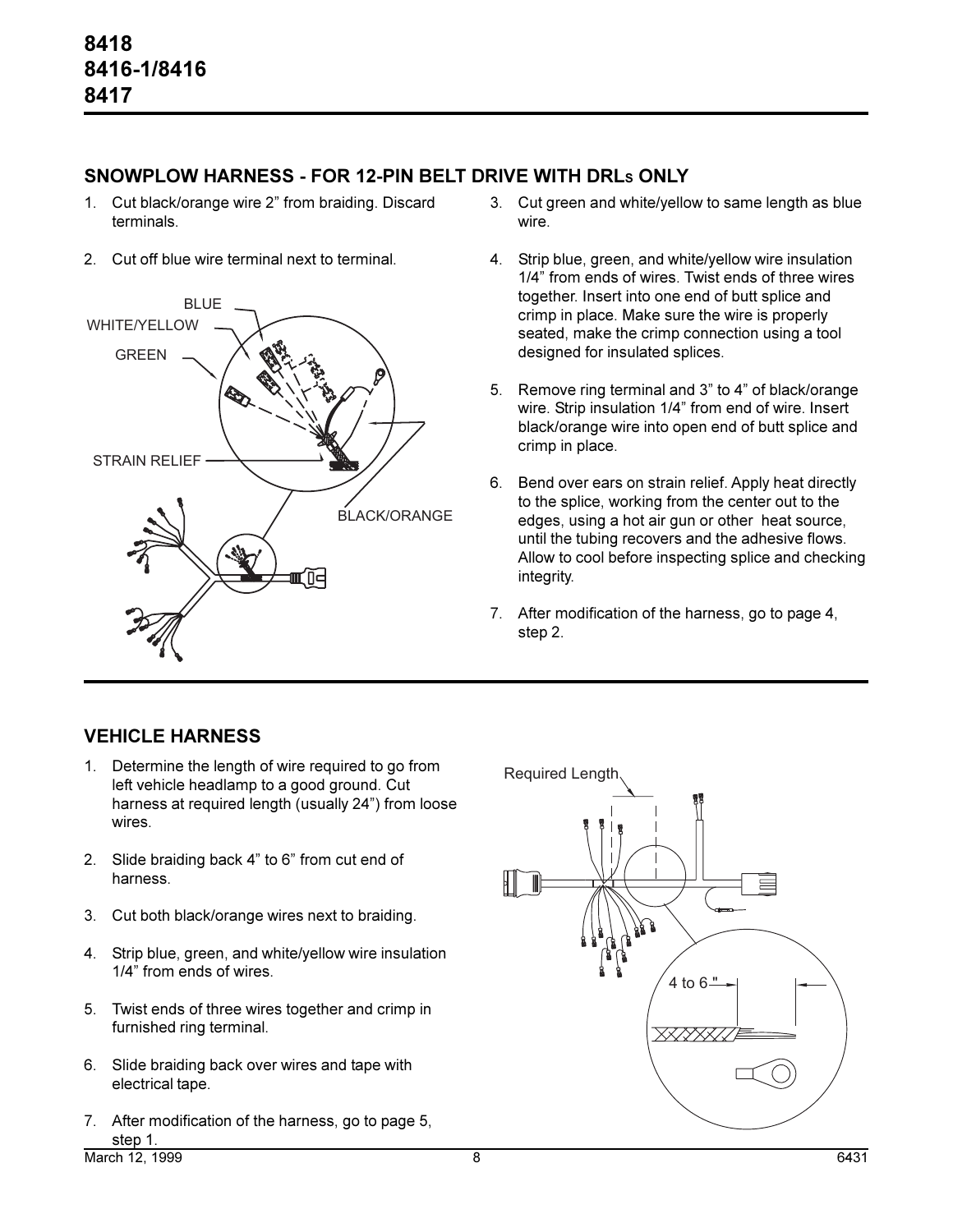# 8418
# 8416-1/8416
# 8417

## SNOWPLOW HARNESS - FOR 12-PIN BELT DRIVE WITH DRLs ONLY

1. Cut black/orange wire 2" from braiding. Discard terminals.
2. Cut off blue wire terminal next to terminal.
3. Cut green and white/yellow to same length as blue wire.
4. Strip blue, green, and white/yellow wire insulation 1/4" from ends of wires. Twist ends of three wires together. Insert into one end of butt splice and crimp in place. Make sure the wire is properly seated, make the crimp connection using a tool designed for insulated splices.
5. Remove ring terminal and 3" to 4" of black/orange wire. Strip insulation 1/4" from end of wire. Insert black/orange wire into open end of butt splice and crimp in place.
6. Bend over ears on strain relief. Apply heat directly to the splice, working from the center out to the edges, using a hot air gun or other heat source, until the tubing recovers and the adhesive flows. Allow to cool before inspecting splice and checking integrity.
7. After modification of the harness, go to page 4, step 2.

## VEHICLE HARNESS

1. Determine the length of wire required to go from left vehicle headlamp to a good ground. Cut harness at required length (usually 24") from loose wires.
2. Slide braiding back 4" to 6" from cut end of harness.
3. Cut both black/orange wires next to braiding.
4. Strip blue, green, and white/yellow wire insulation 1/4" from ends of wires.
5. Twist ends of three wires together and crimp in furnished ring terminal.
6. Slide braiding back over wires and tape with electrical tape.
7. After modification of the harness, go to page 5, step 1.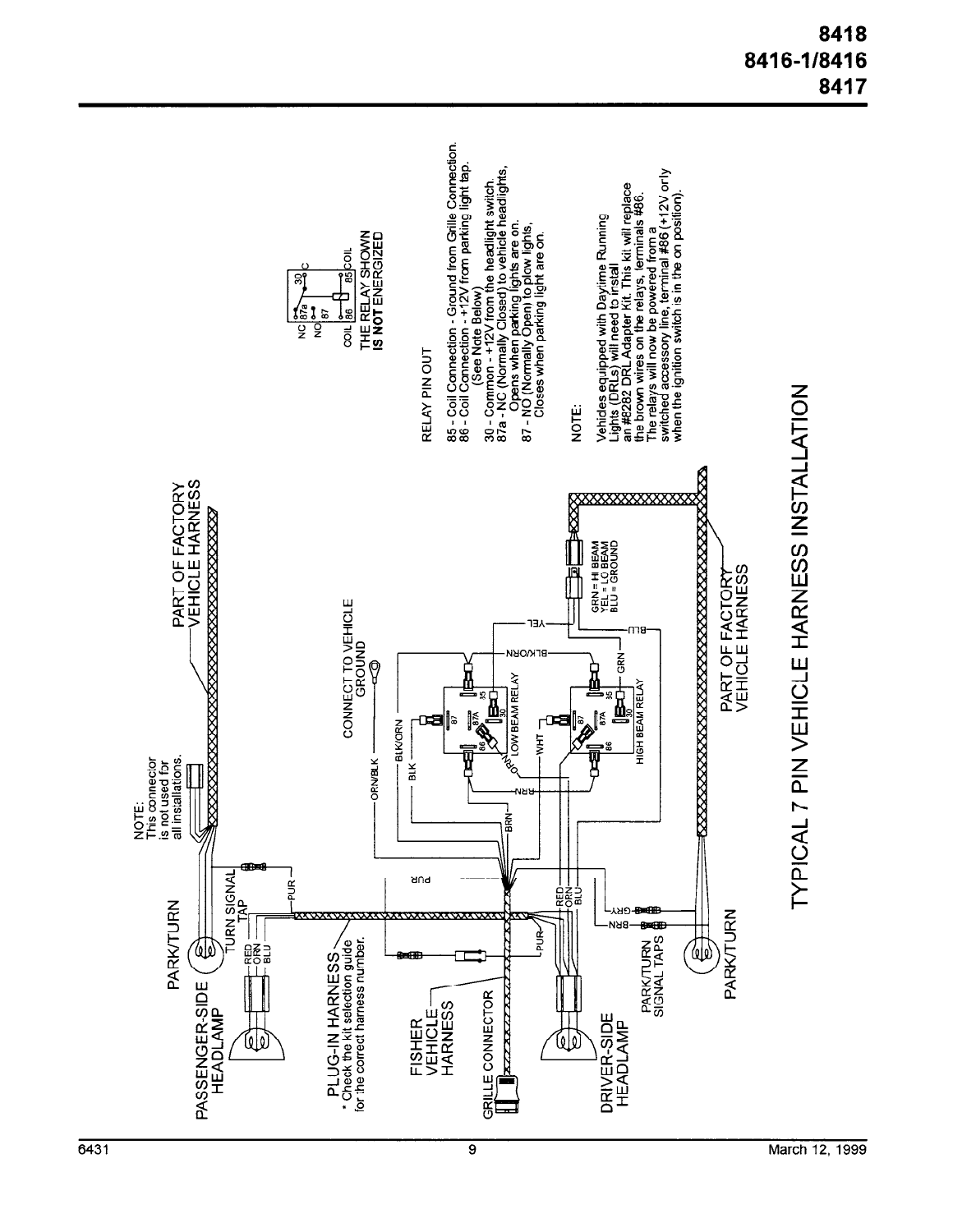# TYPICAL 7 PIN VEHICLE HARNESS INSTALLATION

PASSENGER-SIDE HEADLAMP

PARK/TURN

TURN SIGNAL TAP

RED
ORN
BLU

PUR

NOTE:
This connector is not used for all installations.

PART OF FACTORY VEHICLE HARNESS

PLUG-IN HARNESS
* Check the kit selection guide for the correct harness number.

FISHER VEHICLE HARNESS

GRILLE CONNECTOR

DRIVER-SIDE HEADLAMP

PARK/TURN SIGNAL TAPS

PARK/TURN

PUR

BRN

GRY

RED
ORN
BLU

CONNECT TO VEHICLE GROUND

ORN/BLK

BLK/ORN

BLK

BRN

WHT

ORN

LOW BEAM RELAY

HIGH BEAM RELAY

BLK/ORN

YEL

GRN

BLU

GRN = HI BEAM
YEL = LO BEAM
BLU = GROUND

PART OF FACTORY VEHICLE HARNESS

THE RELAY SHOWN IS **NOT** ENERGIZED

RELAY PIN OUT

85 - Coil Connection - Ground from Grille Connection.
86 - Coil Connection - +12V from parking light tap. (See Note Below)
30 - Common - +12V from the headlight switch.
87a - NC (Normally Closed) to vehicle headlights, Opens when parking lights are on.
87 - NO (Normally Open) to plow lights, Closes when parking light are on.

NOTE:

Vehicles equipped with Daytime Running Lights (DRLs) will need to install an #8282 DRL Adapter Kit. This kit will replace the brown wires on the relays, terminals #86. The relays will now be powered from a switched accessory line, terminal #86 (+12V only when the ignition switch is in the on position).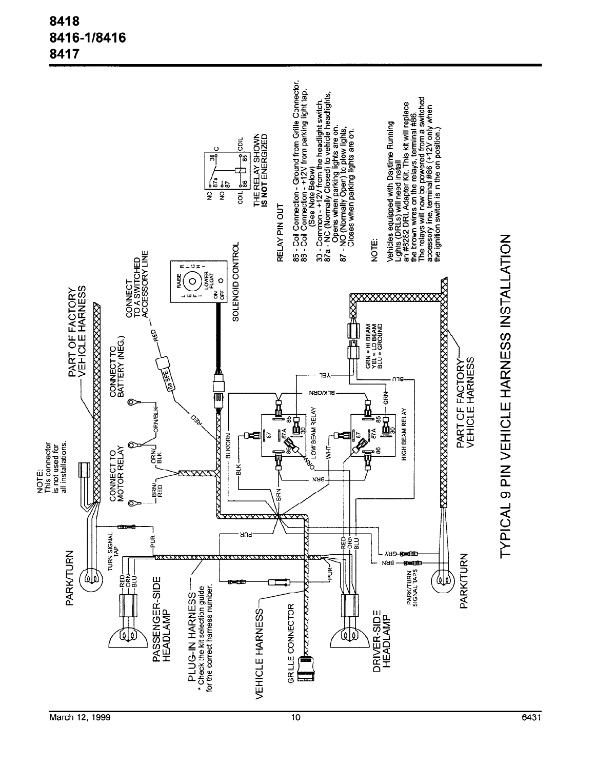# 8418
# 8416-1/8416
# 8417

## TYPICAL 9 PIN VEHICLE HARNESS INSTALLATION

NOTE:
This connector is not used for all installations.

PART OF FACTORY VEHICLE HARNESS

CONNECT TO MOTOR RELAY

CONNECT TO BATTERY (NEG.)

CONNECT TO A SWITCHED ACCESSORY LINE

SOLENOID CONTROL

PARK/TURN

TURN SIGNAL TAP

PASSENGER-SIDE HEADLAMP

PLUG-IN HARNESS
\* Check the kit selection guide for the correct harness number.

VEHICLE HARNESS

GRILLE CONNECTOR

DRIVER-SIDE HEADLAMP

PARK/TURN SIGNAL TAPS

PARK/TURN

LOW BEAM RELAY

HIGH BEAM RELAY

PART OF FACTORY VEHICLE HARNESS

GRN = HI BEAM
YEL = LO BEAM
BLU = GROUND

THE RELAY SHOWN **IS NOT** ENERGIZED

RELAY PIN OUT

85 - Coil Connection - Ground from Grille Connector.
86 - Coil Connection - +12V from parking light tap. (See Note Below)
30 - Common - +12V from the headlight switch.
87a - NC (Normally Closed) to vehicle headlights, Opens when parking lights are on.
87 - NO (Normally Open) to plow lights, Closes when parking lights are on.

NOTE:

Vehicles equipped with Daytime Running Lights (DRLs) will need install an #3282 DRL Adapter Kit. This kit will replace the brown wires on the relays, terminal #86. The relays will now be powered from a switched accessory line, terminal #86 (+12V only when the ignition switch is in the on position.)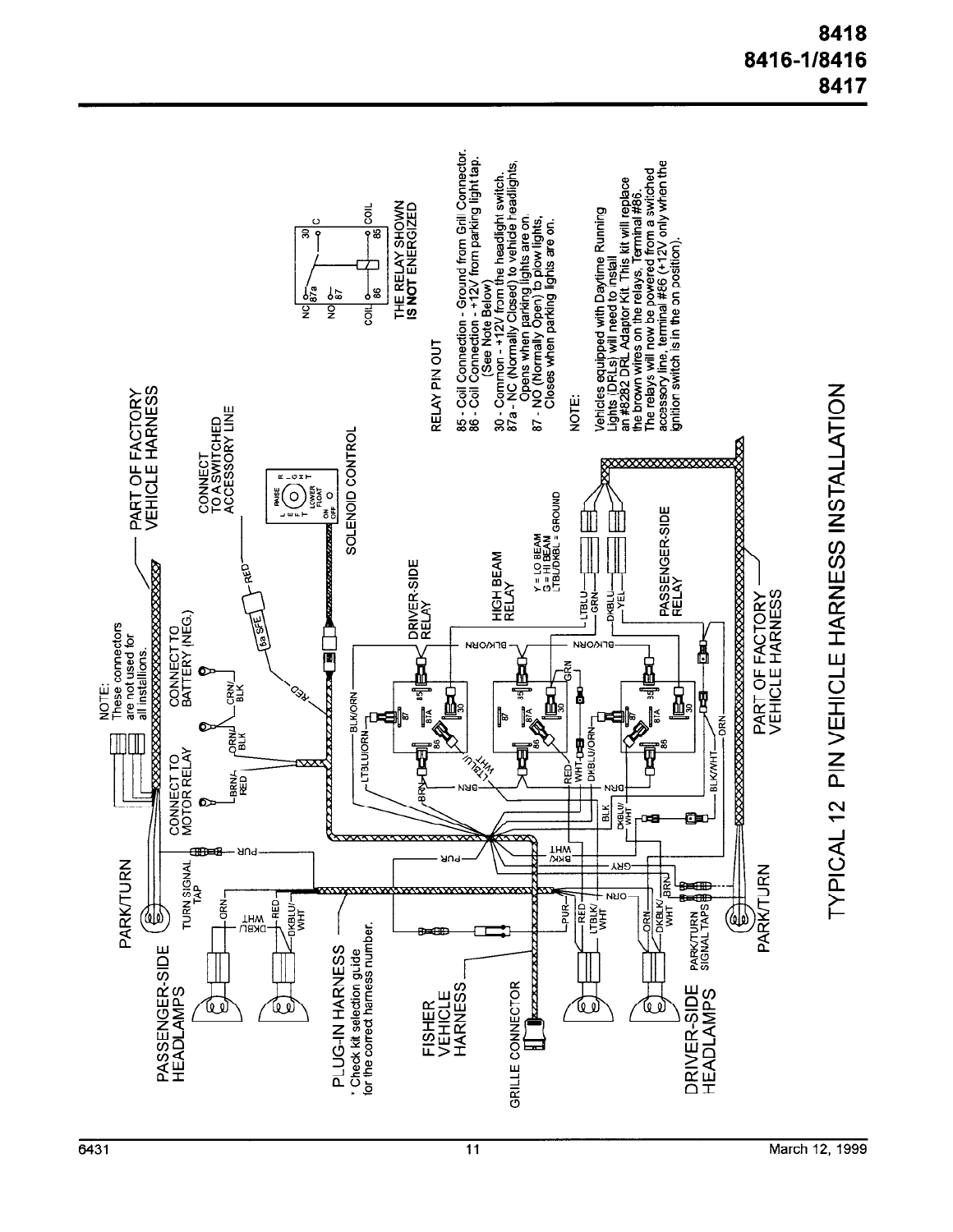# TYPICAL 12 PIN VEHICLE HARNESS INSTALLATION

RELAY PIN OUT

85 - Coil Connection - Ground from Grill Connector.
86 - Coil Connection - +12V from parking light tap. (See Note Below)
30 - Common - +12V from the headlight switch.
87a - NC (Normally Closed) to vehicle headlights, Opens when parking lights are on.
87 - NO (Normally Open) to plow lights, Closes when parking lights are on.

THE RELAY SHOWN **IS NOT** ENERGIZED

NOTE:

Vehicles equipped with Daytime Running Lights (DRLs) will need to install an #8282 DRL Adaptor Kit. This kit will replace the brown wires on the relays, Terminal #86. The relays will now be powered from a switched accessory line, terminal #86 (+12V only when the ignition switch is in the on position).

NOTE: These connectors are not used for all installations.

PASSENGER-SIDE HEADLAMPS

DRIVER-SIDE HEADLAMPS

PARK/TURN

TURN SIGNAL TAP

PARK/TURN SIGNAL TAPS

CONNECT TO MOTOR RELAY

CONNECT TO BATTERY (NEG.)

CONNECT TO A SWITCHED ACCESSORY LINE

SOLENOID CONTROL

PART OF FACTORY VEHICLE HARNESS

PLUG-IN HARNESS
* Check kit selection guide for the correct harness number.

FISHER VEHICLE HARNESS

GRILLE CONNECTOR

DRIVER-SIDE RELAY

HIGH BEAM RELAY

PASSENGER-SIDE RELAY

Y = LO BEAM
G = HI BEAM
LTBL/DKBL = GROUND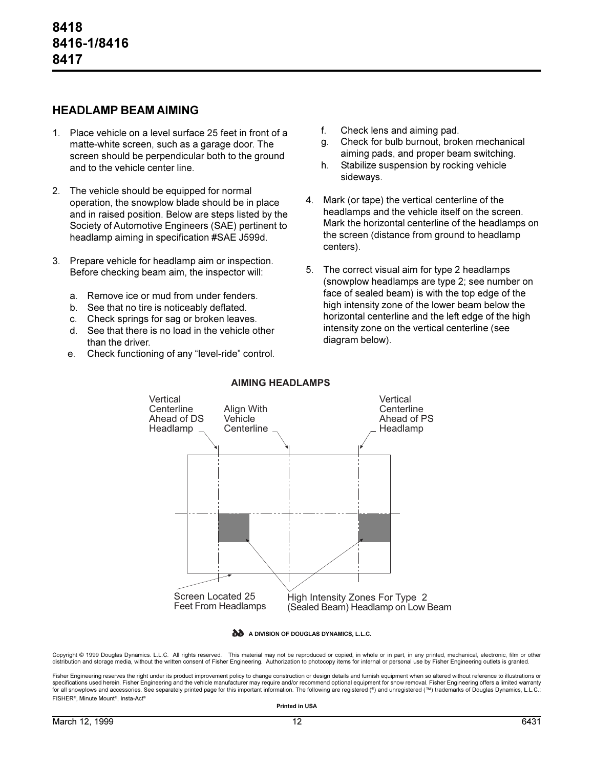8418
8416-1/8416
8417

## HEADLAMP BEAM AIMING

1. Place vehicle on a level surface 25 feet in front of a matte-white screen, such as a garage door. The screen should be perpendicular both to the ground and to the vehicle center line.

2. The vehicle should be equipped for normal operation, the snowplow blade should be in place and in raised position. Below are steps listed by the Society of Automotive Engineers (SAE) pertinent to headlamp aiming in specification #SAE J599d.

3. Prepare vehicle for headlamp aim or inspection. Before checking beam aim, the inspector will:

   a. Remove ice or mud from under fenders.
   b. See that no tire is noticeably deflated.
   c. Check springs for sag or broken leaves.
   d. See that there is no load in the vehicle other than the driver.
   e. Check functioning of any "level-ride" control.
   f. Check lens and aiming pad.
   g. Check for bulb burnout, broken mechanical aiming pads, and proper beam switching.
   h. Stabilize suspension by rocking vehicle sideways.

4. Mark (or tape) the vertical centerline of the headlamps and the vehicle itself on the screen. Mark the horizontal centerline of the headlamps on the screen (distance from ground to headlamp centers).

5. The correct visual aim for type 2 headlamps (snowplow headlamps are type 2; see number on face of sealed beam) is with the top edge of the high intensity zone of the lower beam below the horizontal centerline and the left edge of the high intensity zone on the vertical centerline (see diagram below).

**AIMING HEADLAMPS**

Vertical Centerline Ahead of DS Headlamp

Align With Vehicle Centerline

Vertical Centerline Ahead of PS Headlamp

Screen Located 25 Feet From Headlamps

High Intensity Zones For Type 2 (Sealed Beam) Headlamp on Low Beam

**A DIVISION OF DOUGLAS DYNAMICS, L.L.C.**

Copyright © 1999 Douglas Dynamics. L.L.C. All rights reserved. This material may not be reproduced or copied, in whole or in part, in any printed, mechanical, electronic, film or other distribution and storage media, without the written consent of Fisher Engineering. Authorization to photocopy items for internal or personal use by Fisher Engineering outlets is granted.

Fisher Engineering reserves the right under its product improvement policy to change construction or design details and furnish equipment when so altered without reference to illustrations or specifications used herein. Fisher Engineering and the vehicle manufacturer may require and/or recommend optional equipment for snow removal. Fisher Engineering offers a limited warranty for all snowplows and accessories. See separately printed page for this important information. The following are registered (®) and unregistered (™) trademarks of Douglas Dynamics, L.L.C.: FISHER®, Minute Mount®, Insta-Act®

**Printed in USA**

March 12, 1999 6431